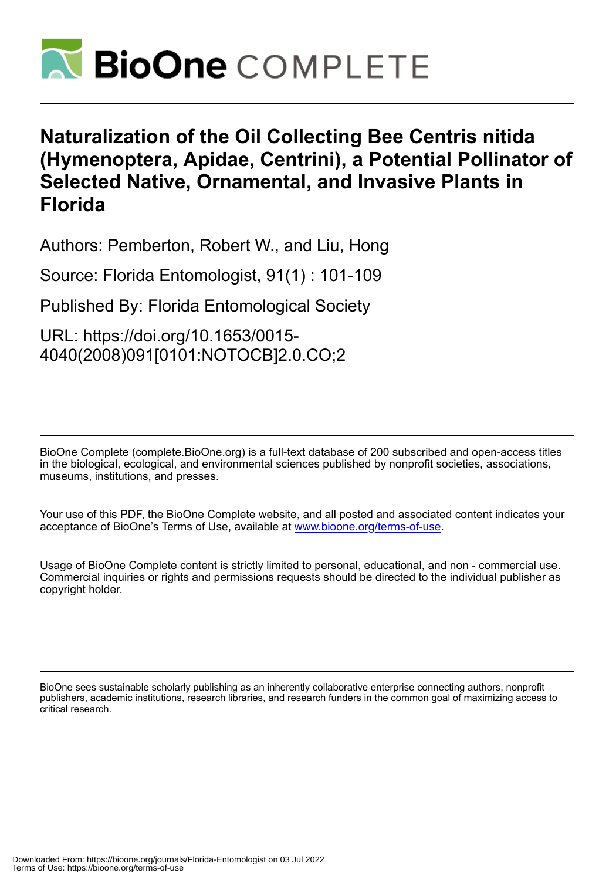# Naturalization of the Oil Collecting Bee Centris nitida (Hymenoptera, Apidae, Centrini), a Potential Pollinator of Selected Native, Ornamental, and Invasive Plants in Florida

Authors: Pemberton, Robert W., and Liu, Hong

Source: Florida Entomologist, 91(1) : 101-109

Published By: Florida Entomological Society

URL: https://doi.org/10.1653/0015-4040(2008)091[0101:NOTOCB]2.0.CO;2

BioOne Complete (complete.BioOne.org) is a full-text database of 200 subscribed and open-access titles in the biological, ecological, and environmental sciences published by nonprofit societies, associations, museums, institutions, and presses.

Your use of this PDF, the BioOne Complete website, and all posted and associated content indicates your acceptance of BioOne's Terms of Use, available at www.bioone.org/terms-of-use.

Usage of BioOne Complete content is strictly limited to personal, educational, and non - commercial use. Commercial inquiries or rights and permissions requests should be directed to the individual publisher as copyright holder.

BioOne sees sustainable scholarly publishing as an inherently collaborative enterprise connecting authors, nonprofit publishers, academic institutions, research libraries, and research funders in the common goal of maximizing access to critical research.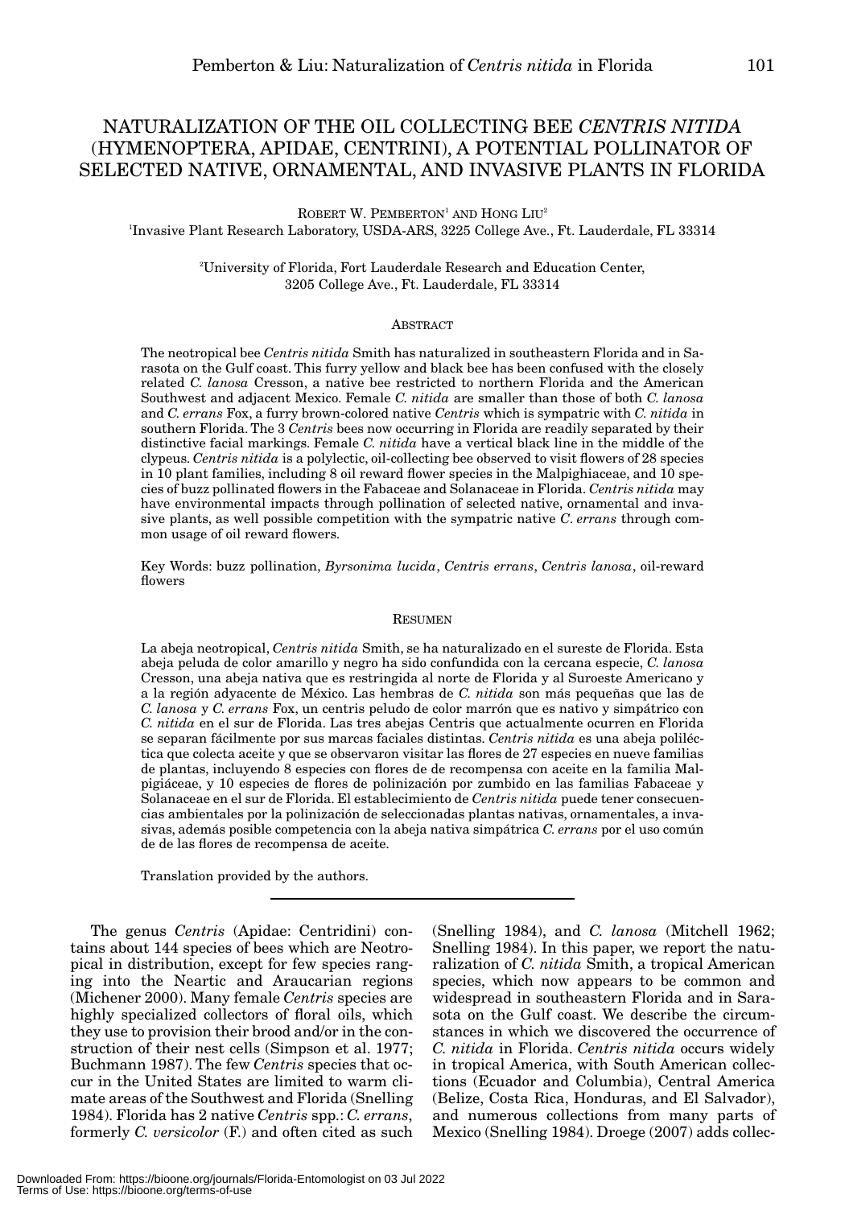# NATURALIZATION OF THE OIL COLLECTING BEE *CENTRIS NITIDA* (HYMENOPTERA, APIDAE, CENTRINI), A POTENTIAL POLLINATOR OF SELECTED NATIVE, ORNAMENTAL, AND INVASIVE PLANTS IN FLORIDA

ROBERT W. PEMBERTON[1] AND HONG LIU[2]

[1]Invasive Plant Research Laboratory, USDA-ARS, 3225 College Ave., Ft. Lauderdale, FL 33314

[2]University of Florida, Fort Lauderdale Research and Education Center, 3205 College Ave., Ft. Lauderdale, FL 33314

## ABSTRACT

The neotropical bee *Centris nitida* Smith has naturalized in southeastern Florida and in Sarasota on the Gulf coast. This furry yellow and black bee has been confused with the closely related *C. lanosa* Cresson, a native bee restricted to northern Florida and the American Southwest and adjacent Mexico. Female *C. nitida* are smaller than those of both *C. lanosa* and *C. errans* Fox, a furry brown-colored native *Centris* which is sympatric with *C. nitida* in southern Florida. The 3 *Centris* bees now occurring in Florida are readily separated by their distinctive facial markings. Female *C. nitida* have a vertical black line in the middle of the clypeus. *Centris nitida* is a polylectic, oil-collecting bee observed to visit flowers of 28 species in 10 plant families, including 8 oil reward flower species in the Malpighiaceae, and 10 species of buzz pollinated flowers in the Fabaceae and Solanaceae in Florida. *Centris nitida* may have environmental impacts through pollination of selected native, ornamental and invasive plants, as well possible competition with the sympatric native *C. errans* through common usage of oil reward flowers.

Key Words: buzz pollination, *Byrsonima lucida*, *Centris errans*, *Centris lanosa*, oil-reward flowers

## RESUMEN

La abeja neotropical, *Centris nitida* Smith, se ha naturalizado en el sureste de Florida. Esta abeja peluda de color amarillo y negro ha sido confundida con la cercana especie, *C. lanosa* Cresson, una abeja nativa que es restringida al norte de Florida y al Suroeste Americano y a la región adyacente de México. Las hembras de *C. nitida* son más pequeñas que las de *C. lanosa* y *C. errans* Fox, un centris peludo de color marrón que es nativo y simpátrico con *C. nitida* en el sur de Florida. Las tres abejas Centris que actualmente ocurren en Florida se separan fácilmente por sus marcas faciales distintas. *Centris nitida* es una abeja poliléctica que colecta aceite y que se observaron visitar las flores de 27 especies en nueve familias de plantas, incluyendo 8 especies con flores de recompensa con aceite en la familia Malpigiáceae, y 10 especies de flores de polinización por zumbido en las familias Fabaceae y Solanaceae en el sur de Florida. El establecimiento de *Centris nitida* puede tener consecuencias ambientales por la polinización de seleccionadas plantas nativas, ornamentales, a invasivas, además posible competencia con la abeja nativa simpátrica *C. errans* por el uso común de de las flores de recompensa de aceite.

Translation provided by the authors.

---

The genus *Centris* (Apidae: Centridini) contains about 144 species of bees which are Neotropical in distribution, except for few species ranging into the Neartic and Araucarian regions (Michener 2000). Many female *Centris* species are highly specialized collectors of floral oils, which they use to provision their brood and/or in the construction of their nest cells (Simpson et al. 1977; Buchmann 1987). The few *Centris* species that occur in the United States are limited to warm climate areas of the Southwest and Florida (Snelling 1984). Florida has 2 native *Centris* spp.: *C. errans*, formerly *C. versicolor* (F.) and often cited as such (Snelling 1984), and *C. lanosa* (Mitchell 1962; Snelling 1984). In this paper, we report the naturalization of *C. nitida* Smith, a tropical American species, which now appears to be common and widespread in southeastern Florida and in Sarasota on the Gulf coast. We describe the circumstances in which we discovered the occurrence of *C. nitida* in Florida. *Centris nitida* occurs widely in tropical America, with South American collections (Ecuador and Columbia), Central America (Belize, Costa Rica, Honduras, and El Salvador), and numerous collections from many parts of Mexico (Snelling 1984). Droege (2007) adds collec-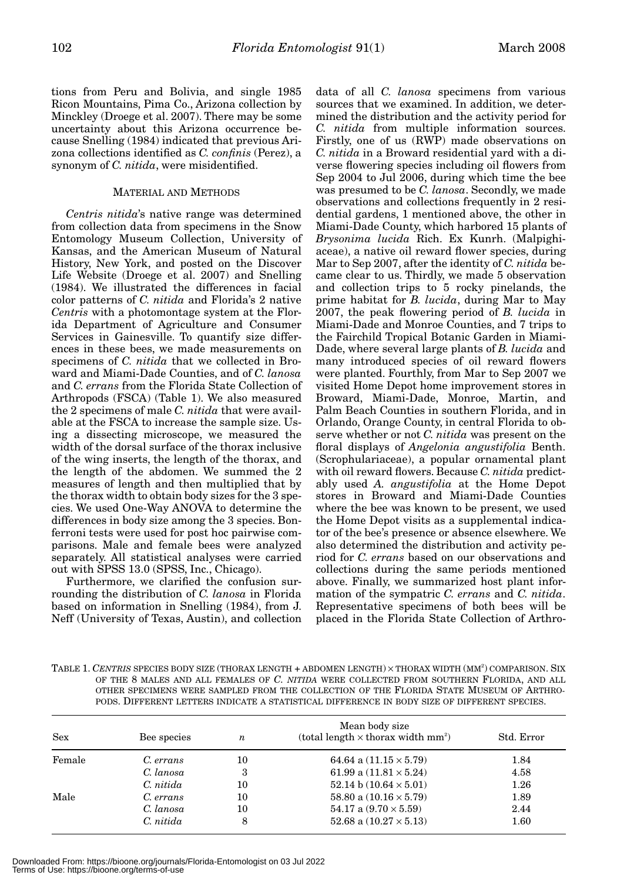tions from Peru and Bolivia, and single 1985 Ricon Mountains, Pima Co., Arizona collection by Minckley (Droege et al. 2007). There may be some uncertainty about this Arizona occurrence because Snelling (1984) indicated that previous Arizona collections identified as *C. confinis* (Perez), a synonym of *C. nitida*, were misidentified.

## MATERIAL AND METHODS

*Centris nitida*'s native range was determined from collection data from specimens in the Snow Entomology Museum Collection, University of Kansas, and the American Museum of Natural History, New York, and posted on the Discover Life Website (Droege et al. 2007) and Snelling (1984). We illustrated the differences in facial color patterns of *C. nitida* and Florida's 2 native *Centris* with a photomontage system at the Florida Department of Agriculture and Consumer Services in Gainesville. To quantify size differences in these bees, we made measurements on specimens of *C. nitida* that we collected in Broward and Miami-Dade Counties, and of *C. lanosa* and *C. errans* from the Florida State Collection of Arthropods (FSCA) (Table 1). We also measured the 2 specimens of male *C. nitida* that were available at the FSCA to increase the sample size. Using a dissecting microscope, we measured the width of the dorsal surface of the thorax inclusive of the wing inserts, the length of the thorax, and the length of the abdomen. We summed the 2 measures of length and then multiplied that by the thorax width to obtain body sizes for the 3 species. We used One-Way ANOVA to determine the differences in body size among the 3 species. Bonferroni tests were used for post hoc pairwise comparisons. Male and female bees were analyzed separately. All statistical analyses were carried out with SPSS 13.0 (SPSS, Inc., Chicago).

Furthermore, we clarified the confusion surrounding the distribution of *C. lanosa* in Florida based on information in Snelling (1984), from J. Neff (University of Texas, Austin), and collection data of all *C. lanosa* specimens from various sources that we examined. In addition, we determined the distribution and the activity period for *C. nitida* from multiple information sources. Firstly, one of us (RWP) made observations on *C. nitida* in a Broward residential yard with a diverse flowering species including oil flowers from Sep 2004 to Jul 2006, during which time the bee was presumed to be *C. lanosa*. Secondly, we made observations and collections frequently in 2 residential gardens, 1 mentioned above, the other in Miami-Dade County, which harbored 15 plants of *Brysonima lucida* Rich. Ex Kunrh. (Malpighiaceae), a native oil reward flower species, during Mar to Sep 2007, after the identity of *C. nitida* became clear to us. Thirdly, we made 5 observation and collection trips to 5 rocky pinelands, the prime habitat for *B. lucida*, during Mar to May 2007, the peak flowering period of *B. lucida* in Miami-Dade and Monroe Counties, and 7 trips to the Fairchild Tropical Botanic Garden in Miami-Dade, where several large plants of *B. lucida* and many introduced species of oil reward flowers were planted. Fourthly, from Mar to Sep 2007 we visited Home Depot home improvement stores in Broward, Miami-Dade, Monroe, Martin, and Palm Beach Counties in southern Florida, and in Orlando, Orange County, in central Florida to observe whether or not *C. nitida* was present on the floral displays of *Angelonia angustifolia* Benth. (Scrophulariaceae), a popular ornamental plant with oil reward flowers. Because *C. nitida* predictably used *A. angustifolia* at the Home Depot stores in Broward and Miami-Dade Counties where the bee was known to be present, we used the Home Depot visits as a supplemental indicator of the bee's presence or absence elsewhere. We also determined the distribution and activity period for *C. errans* based on our observations and collections during the same periods mentioned above. Finally, we summarized host plant information of the sympatric *C. errans* and *C. nitida*. Representative specimens of both bees will be placed in the Florida State Collection of Arthro-

TABLE 1. *CENTRIS* SPECIES BODY SIZE (THORAX LENGTH + ABDOMEN LENGTH) × THORAX WIDTH (MM²) COMPARISON. SIX OF THE 8 MALES AND ALL FEMALES OF *C. NITIDA* WERE COLLECTED FROM SOUTHERN FLORIDA, AND ALL OTHER SPECIMENS WERE SAMPLED FROM THE COLLECTION OF THE FLORIDA STATE MUSEUM OF ARTHROPODS. DIFFERENT LETTERS INDICATE A STATISTICAL DIFFERENCE IN BODY SIZE OF DIFFERENT SPECIES.

| Sex | Bee species | $n$ | Mean body size (total length × thorax width mm²) | Std. Error |
|---|---|---|---|---|
| Female | *C. errans* | 10 | 64.64 a (11.15 × 5.79) | 1.84 |
| | *C. lanosa* | 3 | 61.99 a (11.81 × 5.24) | 4.58 |
| | *C. nitida* | 10 | 52.14 b (10.64 × 5.01) | 1.26 |
| Male | *C. errans* | 10 | 58.80 a (10.16 × 5.79) | 1.89 |
| | *C. lanosa* | 10 | 54.17 a (9.70 × 5.59) | 2.44 |
| | *C. nitida* | 8 | 52.68 a (10.27 × 5.13) | 1.60 |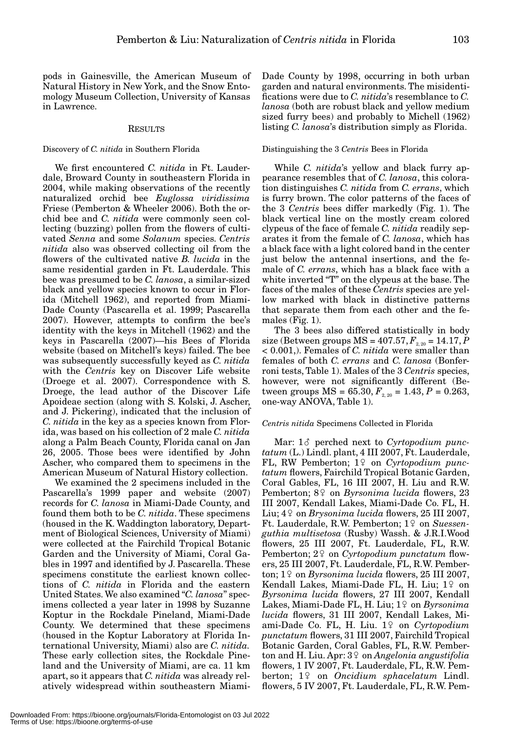pods in Gainesville, the American Museum of Natural History in New York, and the Snow Entomology Museum Collection, University of Kansas in Lawrence.

## RESULTS

### Discovery of *C. nitida* in Southern Florida

We first encountered *C. nitida* in Ft. Lauderdale, Broward County in southeastern Florida in 2004, while making observations of the recently naturalized orchid bee *Euglossa viridissima* Friese (Pemberton & Wheeler 2006). Both the orchid bee and *C. nitida* were commonly seen collecting (buzzing) pollen from the flowers of cultivated *Senna* and some *Solanum* species. *Centris nitida* also was observed collecting oil from the flowers of the cultivated native *B. lucida* in the same residential garden in Ft. Lauderdale. This bee was presumed to be *C. lanosa*, a similar-sized black and yellow species known to occur in Florida (Mitchell 1962), and reported from Miami-Dade County (Pascarella et al. 1999; Pascarella 2007). However, attempts to confirm the bee's identity with the keys in Mitchell (1962) and the keys in Pascarella (2007)—his Bees of Florida website (based on Mitchell's keys) failed. The bee was subsequently successfully keyed as *C. nitida* with the *Centris* key on Discover Life website (Droege et al. 2007). Correspondence with S. Droege, the lead author of the Discover Life Apoideae section (along with S. Kolski, J. Ascher, and J. Pickering), indicated that the inclusion of *C. nitida* in the key as a species known from Florida, was based on his collection of 2 male *C. nitida* along a Palm Beach County, Florida canal on Jan 26, 2005. Those bees were identified by John Ascher, who compared them to specimens in the American Museum of Natural History collection.

We examined the 2 specimens included in the Pascarella's 1999 paper and website (2007) records for *C. lanosa* in Miami-Dade County, and found them both to be *C. nitida*. These specimens (housed in the K. Waddington laboratory, Department of Biological Sciences, University of Miami) were collected at the Fairchild Tropical Botanic Garden and the University of Miami, Coral Gables in 1997 and identified by J. Pascarella. These specimens constitute the earliest known collections of *C. nitida* in Florida and the eastern United States. We also examined "*C. lanosa*" specimens collected a year later in 1998 by Suzanne Koptur in the Rockdale Pineland, Miami-Dade County. We determined that these specimens (housed in the Koptur Laboratory at Florida International University, Miami) also are *C. nitida*. These early collection sites, the Rockdale Pineland and the University of Miami, are ca. 11 km apart, so it appears that *C. nitida* was already relatively widespread within southeastern Miami-Dade County by 1998, occurring in both urban garden and natural environments. The misidentifications were due to *C. nitida*'s resemblance to *C. lanosa* (both are robust black and yellow medium sized furry bees) and probably to Michell (1962) listing *C. lanosa*'s distribution simply as Florida.

### Distinguishing the 3 *Centris* Bees in Florida

While *C. nitida*'s yellow and black furry appearance resembles that of *C. lanosa*, this coloration distinguishes *C. nitida* from *C. errans*, which is furry brown. The color patterns of the faces of the 3 *Centris* bees differ markedly (Fig. 1). The black vertical line on the mostly cream colored clypeus of the face of female *C. nitida* readily separates it from the female of *C. lanosa*, which has a black face with a light colored band in the center just below the antennal insertions, and the female of *C. errans*, which has a black face with a white inverted "T" on the clypeus at the base. The faces of the males of these *Centris* species are yellow marked with black in distinctive patterns that separate them from each other and the females (Fig. 1).

The 3 bees also differed statistically in body size (Between groups MS = 407.57, $F_{2, 20} = 14.17$, $P < 0.001$,). Females of *C. nitida* were smaller than females of both *C. errans* and *C. lanosa* (Bonferroni tests, Table 1). Males of the 3 *Centris* species, however, were not significantly different (Between groups MS = 65.30, $F_{2, 20} = 1.43$, $P = 0.263$, one-way ANOVA, Table 1).

### *Centris nitida* Specimens Collected in Florida

Mar: 1♂ perched next to *Cyrtopodium punctatum* (L.) Lindl. plant, 4 III 2007, Ft. Lauderdale, FL, RW Pemberton; 1♀ on *Cyrtopodium punctatum* flowers, Fairchild Tropical Botanic Garden, Coral Gables, FL, 16 III 2007, H. Liu and R.W. Pemberton; 8♀ on *Byrsonima lucida* flowers, 23 III 2007, Kendall Lakes, Miami-Dade Co. FL, H. Liu; 4♀ on *Brysonima lucida* flowers, 25 III 2007, Ft. Lauderdale, FL, R.W. Pemberton; 1♀ on *Suessenguthia multisetosa* (Rusby) Wassh. & J.R.I.Wood flowers, 25 III 2007, Ft. Lauderdale, FL, R.W. Pemberton; 2♀ on *Cyrtopodium punctatum* flowers, 25 III 2007, Ft. Lauderdale, FL, R.W. Pemberton; 1♀ on *Byrsonima lucida* flowers, 25 III 2007, Kendall Lakes, Miami-Dade FL, H. Liu; 1♀ on *Byrsonima lucida* flowers, 27 III 2007, Kendall Lakes, Miami-Dade FL, H. Liu; 1♀ on *Byrsonima lucida* flowers, 31 III 2007, Kendall Lakes, Miami-Dade Co. FL, H. Liu. 1♀ on *Cyrtopodium punctatum* flowers, 31 III 2007, Fairchild Tropical Botanic Garden, Coral Gables, FL, R.W. Pemberton and H. Liu. Apr: 3♀ on *Angelonia angustifolia* flowers, 1 IV 2007, Ft. Lauderdale, FL, R.W. Pemberton; 1♀ on *Oncidium sphacelatum* Lindl. flowers, 5 IV 2007, Ft. Lauderdale, FL, R.W. Pem-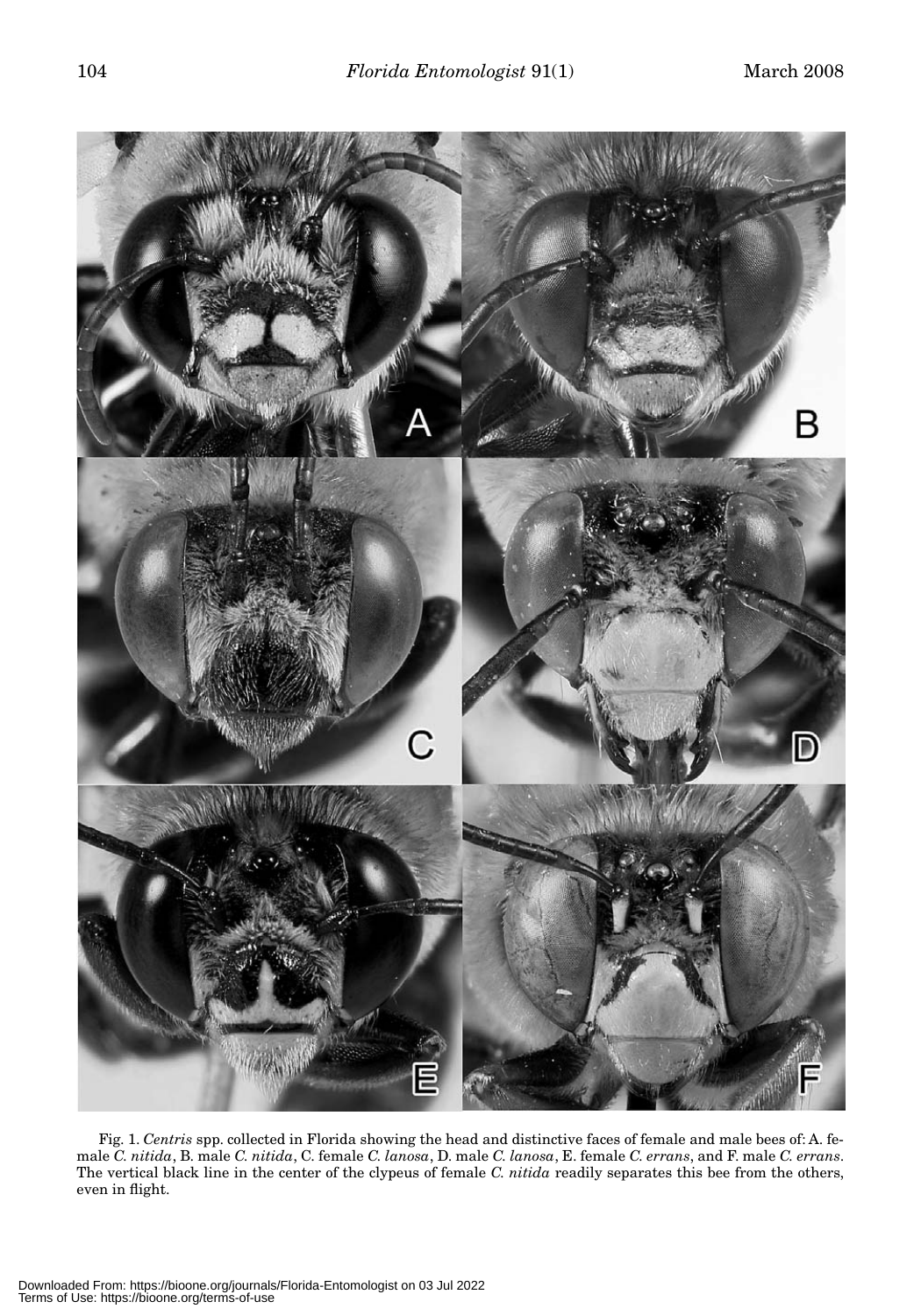Fig. 1. *Centris* spp. collected in Florida showing the head and distinctive faces of female and male bees of: A. female *C. nitida*, B. male *C. nitida*, C. female *C. lanosa*, D. male *C. lanosa*, E. female *C. errans*, and F. male *C. errans*. The vertical black line in the center of the clypeus of female *C. nitida* readily separates this bee from the others, even in flight.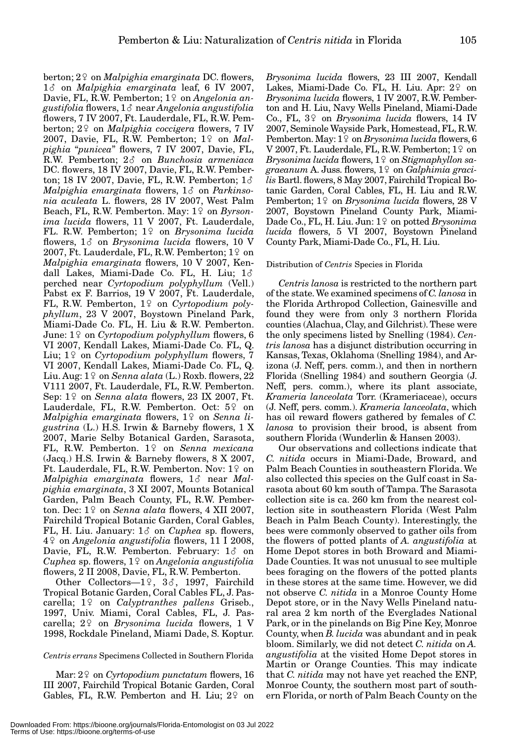berton; 2♀ on *Malpighia emarginata* DC. flowers, 1♂ on *Malpighia emarginata* leaf, 6 IV 2007, Davie, FL, R.W. Pemberton; 1♀ on *Angelonia angustifolia* flowers, 1♂ near *Angelonia angustifolia* flowers, 7 IV 2007, Ft. Lauderdale, FL, R.W. Pemberton; 2♀ on *Malpighia coccigera* flowers, 7 IV 2007, Davie, FL, R.W. Pemberton; 1♀ on *Malpighia* "*punicea*" flowers, 7 IV 2007, Davie, FL, R.W. Pemberton; 2♂ on *Bunchosia armeniaca* DC. flowers, 18 IV 2007, Davie, FL, R.W. Pemberton; 18 IV 2007, Davie, FL, R.W. Pemberton; 1♂ *Malpighia emarginata* flowers, 1♂ on *Parkinsonia aculeata* L. flowers, 28 IV 2007, West Palm Beach, FL, R.W. Pemberton. May: 1♀ on *Byrsonima lucida* flowers, 11 V 2007, Ft. Lauderdale, FL. R.W. Pemberton; 1♀ on *Brysonima lucida* flowers, 1♂ on *Brysonima lucida* flowers, 10 V 2007, Ft. Lauderdale, FL, R.W. Pemberton; 1♀ on *Malpighia emarginata* flowers, 10 V 2007, Kendall Lakes, Miami-Dade Co. FL, H. Liu; 1♂ perched near *Cyrtopodium polyphyllum* (Vell.) Pabst ex F. Barrios, 19 V 2007, Ft. Lauderdale, FL, R.W. Pemberton, 1♀ on *Cyrtopodium polyphyllum*, 23 V 2007, Boystown Pineland Park, Miami-Dade Co. FL, H. Liu & R.W. Pemberton. June: 1♀ on *Cyrtopodium polyphyllum* flowers, 6 VI 2007, Kendall Lakes, Miami-Dade Co. FL, Q. Liu; 1♀ on *Cyrtopodium polyphyllum* flowers, 7 VI 2007, Kendall Lakes, Miami-Dade Co. FL, Q. Liu. Aug: 1♀ on *Senna alata* (L.) Roxb. flowers, 22 V111 2007, Ft. Lauderdale, FL, R.W. Pemberton. Sep: 1♀ on *Senna alata* flowers, 23 IX 2007, Ft. Lauderdale, FL, R.W. Pemberton. Oct: 5♀ on *Malpighia emarginata* flowers, 1♀ on *Senna ligustrina* (L.) H.S. Irwin & Barneby flowers, 1 X 2007, Marie Selby Botanical Garden, Sarasota, FL, R.W. Pemberton. 1♀ on *Senna mexicana* (Jacq.) H.S. Irwin & Barneby flowers, 8 X 2007, Ft. Lauderdale, FL, R.W. Pemberton. Nov: 1♀ on *Malpighia emarginata* flowers, 1♂ near *Malpighia emarginata*, 3 XI 2007, Mounts Botanical Garden, Palm Beach County, FL, R.W. Pemberton. Dec: 1♀ on *Senna alata* flowers, 4 XII 2007, Fairchild Tropical Botanic Garden, Coral Gables, FL, H. Liu. January: 1♂ on *Cuphea* sp. flowers, 4♀ on *Angelonia angustifolia* flowers, 11 I 2008, Davie, FL, R.W. Pemberton. February: 1♂ on *Cuphea* sp. flowers, 1♀ on *Angelonia angustifolia* flowers, 2 II 2008, Davie, FL, R.W. Pemberton.

Other Collectors—1♀, 3♂, 1997, Fairchild Tropical Botanic Garden, Coral Cables FL, J. Pascarella; 1♀ on *Calyptranthes pallens* Griseb., 1997, Univ. Miami, Coral Cables, FL, J. Pascarella; 2♀ on *Brysonima lucida* flowers, 1 V 1998, Rockdale Pineland, Miami Dade, S. Koptur.

### *Centris errans* Specimens Collected in Southern Florida

Mar: 2♀ on *Cyrtopodium punctatum* flowers, 16 III 2007, Fairchild Tropical Botanic Garden, Coral Gables, FL, R.W. Pemberton and H. Liu; 2♀ on *Brysonima lucida* flowers, 23 III 2007, Kendall Lakes, Miami-Dade Co. FL, H. Liu. Apr: 2♀ on *Brysonima lucida* flowers, 1 IV 2007, R.W. Pemberton and H. Liu, Navy Wells Pineland, Miami-Dade Co., FL, 3♀ on *Brysonima lucida* flowers, 14 IV 2007, Seminole Wayside Park, Homestead, FL, R.W. Pemberton. May: 1♀ on *Brysonima lucida* flowers, 6 V 2007, Ft. Lauderdale, FL, R.W. Pemberton; 1♀ on *Brysonima lucida* flowers, 1♀ on *Stigmaphyllon sagraeanum* A. Juss. flowers, 1♀ on *Galphimia gracilis* Bartl. flowers, 8 May 2007, Fairchild Tropical Botanic Garden, Coral Gables, FL, H. Liu and R.W. Pemberton; 1♀ on *Brysonima lucida* flowers, 28 V 2007, Boystown Pineland County Park, Miami-Dade Co., FL, H. Liu. Jun: 1♀ on potted *Brysonima lucida* flowers, 5 VI 2007, Boystown Pineland County Park, Miami-Dade Co., FL, H. Liu.

### Distribution of *Centris* Species in Florida

*Centris lanosa* is restricted to the northern part of the state. We examined specimens of *C. lanosa* in the Florida Arthropod Collection, Gainesville and found they were from only 3 northern Florida counties (Alachua, Clay, and Gilchrist). These were the only specimens listed by Snelling (1984). *Centris lanosa* has a disjunct distribution occurring in Kansas, Texas, Oklahoma (Snelling 1984), and Arizona (J. Neff, pers. comm.), and then in northern Florida (Snelling 1984) and southern Georgia (J. Neff, pers. comm.), where its plant associate, *Krameria lanceolata* Torr. (Krameriaceae), occurs (J. Neff, pers. comm.). *Krameria lanceolata*, which has oil reward flowers gathered by females of *C. lanosa* to provision their brood, is absent from southern Florida (Wunderlin & Hansen 2003).

Our observations and collections indicate that *C. nitida* occurs in Miami-Dade, Broward, and Palm Beach Counties in southeastern Florida. We also collected this species on the Gulf coast in Sarasota about 60 km south of Tampa. The Sarasota collection site is ca. 260 km from the nearest collection site in southeastern Florida (West Palm Beach in Palm Beach County). Interestingly, the bees were commonly observed to gather oils from the flowers of potted plants of *A. angustifolia* at Home Depot stores in both Broward and Miami-Dade Counties. It was not unusual to see multiple bees foraging on the flowers of the potted plants in these stores at the same time. However, we did not observe *C. nitida* in a Monroe County Home Depot store, or in the Navy Wells Pineland natural area 2 km north of the Everglades National Park, or in the pinelands on Big Pine Key, Monroe County, when *B. lucida* was abundant and in peak bloom. Similarly, we did not detect *C. nitida* on *A. angustifolia* at the visited Home Depot stores in Martin or Orange Counties. This may indicate that *C. nitida* may not have yet reached the ENP, Monroe County, the southern most part of southern Florida, or north of Palm Beach County on the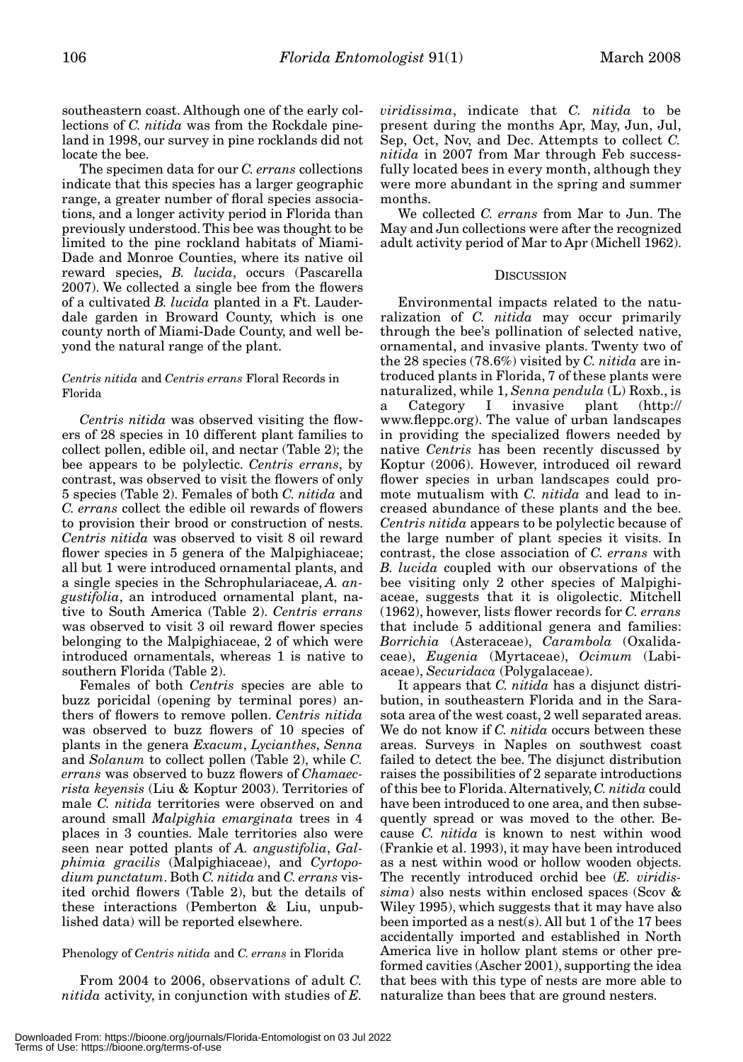southeastern coast. Although one of the early collections of *C. nitida* was from the Rockdale pineland in 1998, our survey in pine rocklands did not locate the bee.

The specimen data for our *C. errans* collections indicate that this species has a larger geographic range, a greater number of floral species associations, and a longer activity period in Florida than previously understood. This bee was thought to be limited to the pine rockland habitats of Miami-Dade and Monroe Counties, where its native oil reward species, *B. lucida*, occurs (Pascarella 2007). We collected a single bee from the flowers of a cultivated *B. lucida* planted in a Ft. Lauderdale garden in Broward County, which is one county north of Miami-Dade County, and well beyond the natural range of the plant.

### *Centris nitida* and *Centris errans* Floral Records in Florida

*Centris nitida* was observed visiting the flowers of 28 species in 10 different plant families to collect pollen, edible oil, and nectar (Table 2); the bee appears to be polylectic. *Centris errans*, by contrast, was observed to visit the flowers of only 5 species (Table 2). Females of both *C. nitida* and *C. errans* collect the edible oil rewards of flowers to provision their brood or construction of nests. *Centris nitida* was observed to visit 8 oil reward flower species in 5 genera of the Malpighiaceae; all but 1 were introduced ornamental plants, and a single species in the Schrophulariaceae, *A. angustifolia*, an introduced ornamental plant, native to South America (Table 2). *Centris errans* was observed to visit 3 oil reward flower species belonging to the Malpighiaceae, 2 of which were introduced ornamentals, whereas 1 is native to southern Florida (Table 2).

Females of both *Centris* species are able to buzz poricidal (opening by terminal pores) anthers of flowers to remove pollen. *Centris nitida* was observed to buzz flowers of 10 species of plants in the genera *Exacum*, *Lycianthes*, *Senna* and *Solanum* to collect pollen (Table 2), while *C. errans* was observed to buzz flowers of *Chamaecrista keyensis* (Liu & Koptur 2003). Territories of male *C. nitida* territories were observed on and around small *Malpighia emarginata* trees in 4 places in 3 counties. Male territories also were seen near potted plants of *A. angustifolia*, *Galphimia gracilis* (Malpighiaceae), and *Cyrtopodium punctatum*. Both *C. nitida* and *C. errans* visited orchid flowers (Table 2), but the details of these interactions (Pemberton & Liu, unpublished data) will be reported elsewhere.

### Phenology of *Centris nitida* and *C. errans* in Florida

From 2004 to 2006, observations of adult *C. nitida* activity, in conjunction with studies of *E. viridissima*, indicate that *C. nitida* to be present during the months Apr, May, Jun, Jul, Sep, Oct, Nov, and Dec. Attempts to collect *C. nitida* in 2007 from Mar through Feb successfully located bees in every month, although they were more abundant in the spring and summer months.

We collected *C. errans* from Mar to Jun. The May and Jun collections were after the recognized adult activity period of Mar to Apr (Michell 1962).

## Discussion

Environmental impacts related to the naturalization of *C. nitida* may occur primarily through the bee's pollination of selected native, ornamental, and invasive plants. Twenty two of the 28 species (78.6%) visited by *C. nitida* are introduced plants in Florida, 7 of these plants were naturalized, while 1, *Senna pendula* (L) Roxb., is a Category I invasive plant (http://www.fleppc.org). The value of urban landscapes in providing the specialized flowers needed by native *Centris* has been recently discussed by Koptur (2006). However, introduced oil reward flower species in urban landscapes could promote mutualism with *C. nitida* and lead to increased abundance of these plants and the bee. *Centris nitida* appears to be polylectic because of the large number of plant species it visits. In contrast, the close association of *C. errans* with *B. lucida* coupled with our observations of the bee visiting only 2 other species of Malpighiaceae, suggests that it is oligolectic. Mitchell (1962), however, lists flower records for *C. errans* that include 5 additional genera and families: *Borrichia* (Asteraceae), *Carambola* (Oxalidaceae), *Eugenia* (Myrtaceae), *Ocimum* (Labiaceae), *Securidaca* (Polygalaceae).

It appears that *C. nitida* has a disjunct distribution, in southeastern Florida and in the Sarasota area of the west coast, 2 well separated areas. We do not know if *C. nitida* occurs between these areas. Surveys in Naples on southwest coast failed to detect the bee. The disjunct distribution raises the possibilities of 2 separate introductions of this bee to Florida. Alternatively, *C. nitida* could have been introduced to one area, and then subsequently spread or was moved to the other. Because *C. nitida* is known to nest within wood (Frankie et al. 1993), it may have been introduced as a nest within wood or hollow wooden objects. The recently introduced orchid bee (*E. viridissima*) also nests within enclosed spaces (Scov & Wiley 1995), which suggests that it may have also been imported as a nest(s). All but 1 of the 17 bees accidentally imported and established in North America live in hollow plant stems or other preformed cavities (Ascher 2001), supporting the idea that bees with this type of nests are more able to naturalize than bees that are ground nesters.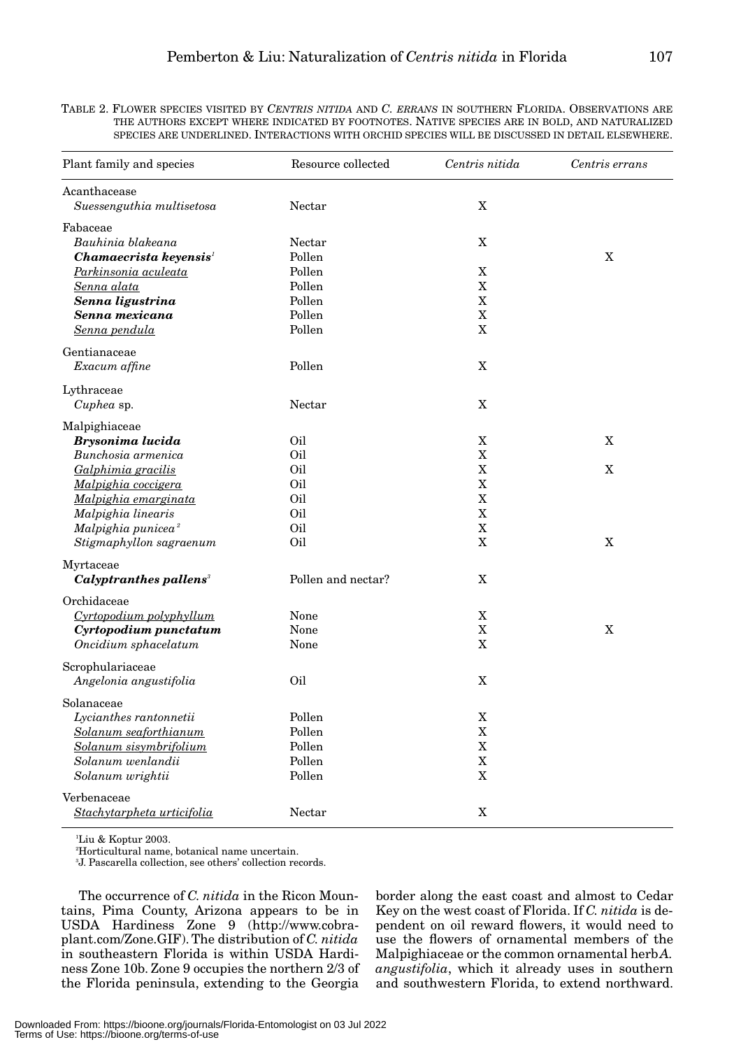TABLE 2. FLOWER SPECIES VISITED BY *CENTRIS NITIDA* AND *C. ERRANS* IN SOUTHERN FLORIDA. OBSERVATIONS ARE THE AUTHORS EXCEPT WHERE INDICATED BY FOOTNOTES. NATIVE SPECIES ARE IN BOLD, AND NATURALIZED SPECIES ARE UNDERLINED. INTERACTIONS WITH ORCHID SPECIES WILL BE DISCUSSED IN DETAIL ELSEWHERE.

| Plant family and species | Resource collected | *Centris nitida* | *Centris errans* |
|---|---|---|---|
| Acanthaceae | | | |
| *Suessenguthia multisetosa* | Nectar | X | |
| Fabaceae | | | |
| *Bauhinia blakeana* | Nectar | X | |
| ***Chamaecrista keyensis***[1] | Pollen | | X |
| <u>*Parkinsonia aculeata*</u> | Pollen | X | |
| <u>*Senna alata*</u> | Pollen | X | |
| ***Senna ligustrina*** | Pollen | X | |
| ***Senna mexicana*** | Pollen | X | |
| <u>*Senna pendula*</u> | Pollen | X | |
| Gentianaceae | | | |
| *Exacum affine* | Pollen | X | |
| Lythraceae | | | |
| *Cuphea* sp. | Nectar | X | |
| Malpighiaceae | | | |
| ***Brysonima lucida*** | Oil | X | X |
| *Bunchosia armenica* | Oil | X | |
| <u>*Galphimia gracilis*</u> | Oil | X | X |
| <u>*Malpighia coccigera*</u> | Oil | X | |
| <u>*Malpighia emarginata*</u> | Oil | X | |
| *Malpighia linearis* | Oil | X | |
| *Malpighia punicea*[2] | Oil | X | |
| *Stigmaphyllon sagraenum* | Oil | X | X |
| Myrtaceae | | | |
| ***Calyptranthes pallens***[3] | Pollen and nectar? | X | |
| Orchidaceae | | | |
| <u>*Cyrtopodium polyphyllum*</u> | None | X | |
| ***Cyrtopodium punctatum*** | None | X | X |
| *Oncidium sphacelatum* | None | X | |
| Scrophulariaceae | | | |
| *Angelonia angustifolia* | Oil | X | |
| Solanaceae | | | |
| *Lycianthes rantonnetii* | Pollen | X | |
| <u>*Solanum seaforthianum*</u> | Pollen | X | |
| <u>*Solanum sisymbrifolium*</u> | Pollen | X | |
| *Solanum wenlandii* | Pollen | X | |
| *Solanum wrightii* | Pollen | X | |
| Verbenaceae | | | |
| <u>*Stachytarpheta urticifolia*</u> | Nectar | X | |

[1]Liu & Koptur 2003.
[2]Horticultural name, botanical name uncertain.
[3]J. Pascarella collection, see others' collection records.

The occurrence of *C. nitida* in the Ricon Mountains, Pima County, Arizona appears to be in USDA Hardiness Zone 9 (http://www.cobraplant.com/Zone.GIF). The distribution of *C. nitida* in southeastern Florida is within USDA Hardiness Zone 10b. Zone 9 occupies the northern 2/3 of the Florida peninsula, extending to the Georgia border along the east coast and almost to Cedar Key on the west coast of Florida. If *C. nitida* is dependent on oil reward flowers, it would need to use the flowers of ornamental members of the Malpighiaceae or the common ornamental herb *A. angustifolia*, which it already uses in southern and southwestern Florida, to extend northward.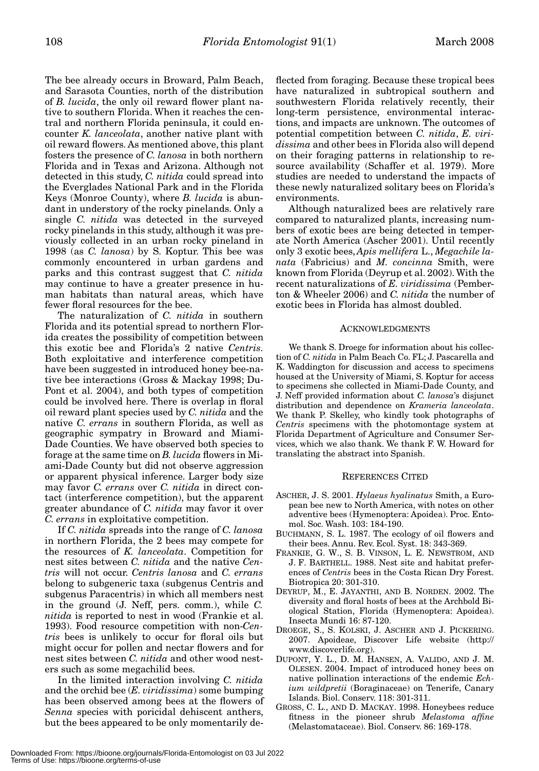The bee already occurs in Broward, Palm Beach, and Sarasota Counties, north of the distribution of *B. lucida*, the only oil reward flower plant native to southern Florida. When it reaches the central and northern Florida peninsula, it could encounter *K. lanceolata*, another native plant with oil reward flowers. As mentioned above, this plant fosters the presence of *C. lanosa* in both northern Florida and in Texas and Arizona. Although not detected in this study, *C. nitida* could spread into the Everglades National Park and in the Florida Keys (Monroe County), where *B. lucida* is abundant in understory of the rocky pinelands. Only a single *C. nitida* was detected in the surveyed rocky pinelands in this study, although it was previously collected in an urban rocky pineland in 1998 (as *C. lanosa*) by S. Koptur. This bee was commonly encountered in urban gardens and parks and this contrast suggest that *C. nitida* may continue to have a greater presence in human habitats than natural areas, which have fewer floral resources for the bee.

The naturalization of *C. nitida* in southern Florida and its potential spread to northern Florida creates the possibility of competition between this exotic bee and Florida's 2 native *Centris*. Both exploitative and interference competition have been suggested in introduced honey bee-native bee interactions (Gross & Mackay 1998; DuPont et al. 2004), and both types of competition could be involved here. There is overlap in floral oil reward plant species used by *C. nitida* and the native *C. errans* in southern Florida, as well as geographic sympatry in Broward and Miami-Dade Counties. We have observed both species to forage at the same time on *B. lucida* flowers in Miami-Dade County but did not observe aggression or apparent physical inference. Larger body size may favor *C. errans* over *C. nitida* in direct contact (interference competition), but the apparent greater abundance of *C. nitida* may favor it over *C. errans* in exploitative competition.

If *C. nitida* spreads into the range of *C. lanosa* in northern Florida, the 2 bees may compete for the resources of *K. lanceolata*. Competition for nest sites between *C. nitida* and the native *Centris* will not occur. *Centris lanosa* and *C. errans* belong to subgeneric taxa (subgenus Centris and subgenus Paracentris) in which all members nest in the ground (J. Neff, pers. comm.), while *C. nitida* is reported to nest in wood (Frankie et al. 1993). Food resource competition with non-*Centris* bees is unlikely to occur for floral oils but might occur for pollen and nectar flowers and for nest sites between *C. nitida* and other wood nesters such as some megachilid bees.

In the limited interaction involving *C. nitida* and the orchid bee (*E. viridissima*) some bumping has been observed among bees at the flowers of *Senna* species with poricidal dehiscent anthers, but the bees appeared to be only momentarily deflected from foraging. Because these tropical bees have naturalized in subtropical southern and southwestern Florida relatively recently, their long-term persistence, environmental interactions, and impacts are unknown. The outcomes of potential competition between *C. nitida*, *E. viridissima* and other bees in Florida also will depend on their foraging patterns in relationship to resource availability (Schaffer et al. 1979). More studies are needed to understand the impacts of these newly naturalized solitary bees on Florida's environments.

Although naturalized bees are relatively rare compared to naturalized plants, increasing numbers of exotic bees are being detected in temperate North America (Ascher 2001). Until recently only 3 exotic bees, *Apis mellifera* L., *Megachile lanata* (Fabricius) and *M. concinna* Smith, were known from Florida (Deyrup et al. 2002). With the recent naturalizations of *E. viridissima* (Pemberton & Wheeler 2006) and *C. nitida* the number of exotic bees in Florida has almost doubled.

## ACKNOWLEDGMENTS

We thank S. Droege for information about his collection of *C. nitida* in Palm Beach Co. FL; J. Pascarella and K. Waddington for discussion and access to specimens housed at the University of Miami, S. Koptur for access to specimens she collected in Miami-Dade County, and J. Neff provided information about *C. lanosa*'s disjunct distribution and dependence on *Krameria lanceolata*. We thank P. Skelley, who kindly took photographs of *Centris* specimens with the photomontage system at Florida Department of Agriculture and Consumer Services, which we also thank. We thank F. W. Howard for translating the abstract into Spanish.

## REFERENCES CITED

ASCHER, J. S. 2001. *Hylaeus hyalinatus* Smith, a European bee new to North America, with notes on other adventive bees (Hymenoptera: Apoidea). Proc. Entomol. Soc. Wash. 103: 184-190.

BUCHMANN, S. L. 1987. The ecology of oil flowers and their bees. Annu. Rev. Ecol. Syst. 18: 343-369.

FRANKIE, G. W., S. B. VINSON, L. E. NEWSTROM, AND J. F. BARTHELL. 1988. Nest site and habitat preferences of *Centris* bees in the Costa Rican Dry Forest. Biotropica 20: 301-310.

DEYRUP, M., E. JAYANTHI, AND B. NORDEN. 2002. The diversity and floral hosts of bees at the Archbold Biological Station, Florida (Hymenoptera: Apoidea). Insecta Mundi 16: 87-120.

DROEGE, S., S. KOLSKI, J. ASCHER AND J. PICKERING. 2007. Apoideae, Discover Life website (http://www.discoverlife.org).

DUPONT, Y. L., D. M. HANSEN, A. VALIDO, AND J. M. OLESEN. 2004. Impact of introduced honey bees on native pollination interactions of the endemic *Echium wildpretii* (Boraginaceae) on Tenerife, Canary Islands. Biol. Conserv. 118: 301-311.

GROSS, C. L., AND D. MACKAY. 1998. Honeybees reduce fitness in the pioneer shrub *Melastoma affine* (Melastomataceae). Biol. Conserv. 86: 169-178.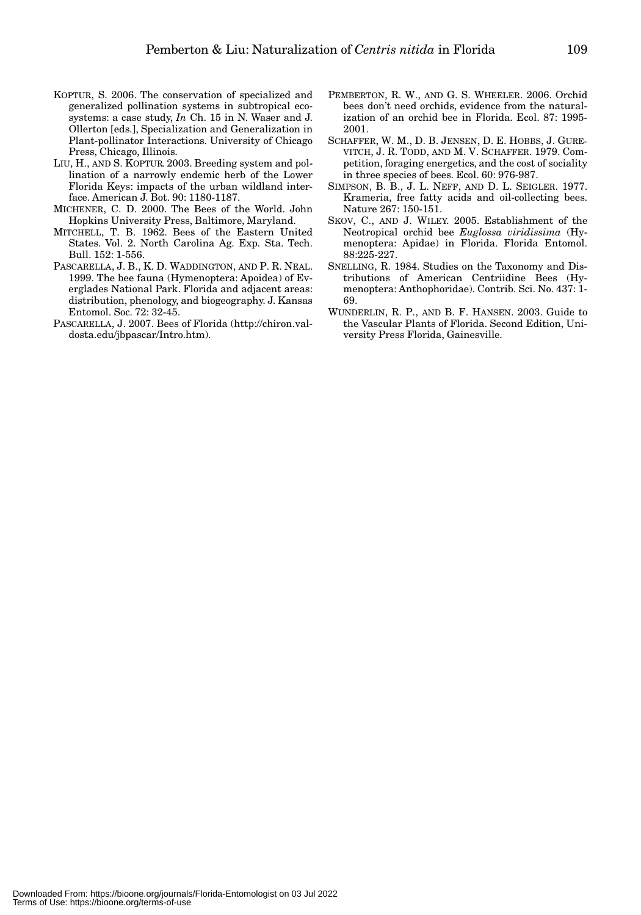KOPTUR, S. 2006. The conservation of specialized and generalized pollination systems in subtropical ecosystems: a case study, *In* Ch. 15 in N. Waser and J. Ollerton [eds.], Specialization and Generalization in Plant-pollinator Interactions. University of Chicago Press, Chicago, Illinois.

LIU, H., AND S. KOPTUR. 2003. Breeding system and pollination of a narrowly endemic herb of the Lower Florida Keys: impacts of the urban wildland interface. American J. Bot. 90: 1180-1187.

MICHENER, C. D. 2000. The Bees of the World. John Hopkins University Press, Baltimore, Maryland.

MITCHELL, T. B. 1962. Bees of the Eastern United States. Vol. 2. North Carolina Ag. Exp. Sta. Tech. Bull. 152: 1-556.

PASCARELLA, J. B., K. D. WADDINGTON, AND P. R. NEAL. 1999. The bee fauna (Hymenoptera: Apoidea) of Everglades National Park. Florida and adjacent areas: distribution, phenology, and biogeography. J. Kansas Entomol. Soc. 72: 32-45.

PASCARELLA, J. 2007. Bees of Florida (http://chiron.valdosta.edu/jbpascar/Intro.htm).

PEMBERTON, R. W., AND G. S. WHEELER. 2006. Orchid bees don't need orchids, evidence from the naturalization of an orchid bee in Florida. Ecol. 87: 1995-2001.

SCHAFFER, W. M., D. B. JENSEN, D. E. HOBBS, J. GUREVITCH, J. R. TODD, AND M. V. SCHAFFER. 1979. Competition, foraging energetics, and the cost of sociality in three species of bees. Ecol. 60: 976-987.

SIMPSON, B. B., J. L. NEFF, AND D. L. SEIGLER. 1977. Krameria, free fatty acids and oil-collecting bees. Nature 267: 150-151.

SKOV, C., AND J. WILEY. 2005. Establishment of the Neotropical orchid bee *Euglossa viridissima* (Hymenoptera: Apidae) in Florida. Florida Entomol. 88:225-227.

SNELLING, R. 1984. Studies on the Taxonomy and Distributions of American Centriidine Bees (Hymenoptera: Anthophoridae). Contrib. Sci. No. 437: 1-69.

WUNDERLIN, R. P., AND B. F. HANSEN. 2003. Guide to the Vascular Plants of Florida. Second Edition, University Press Florida, Gainesville.